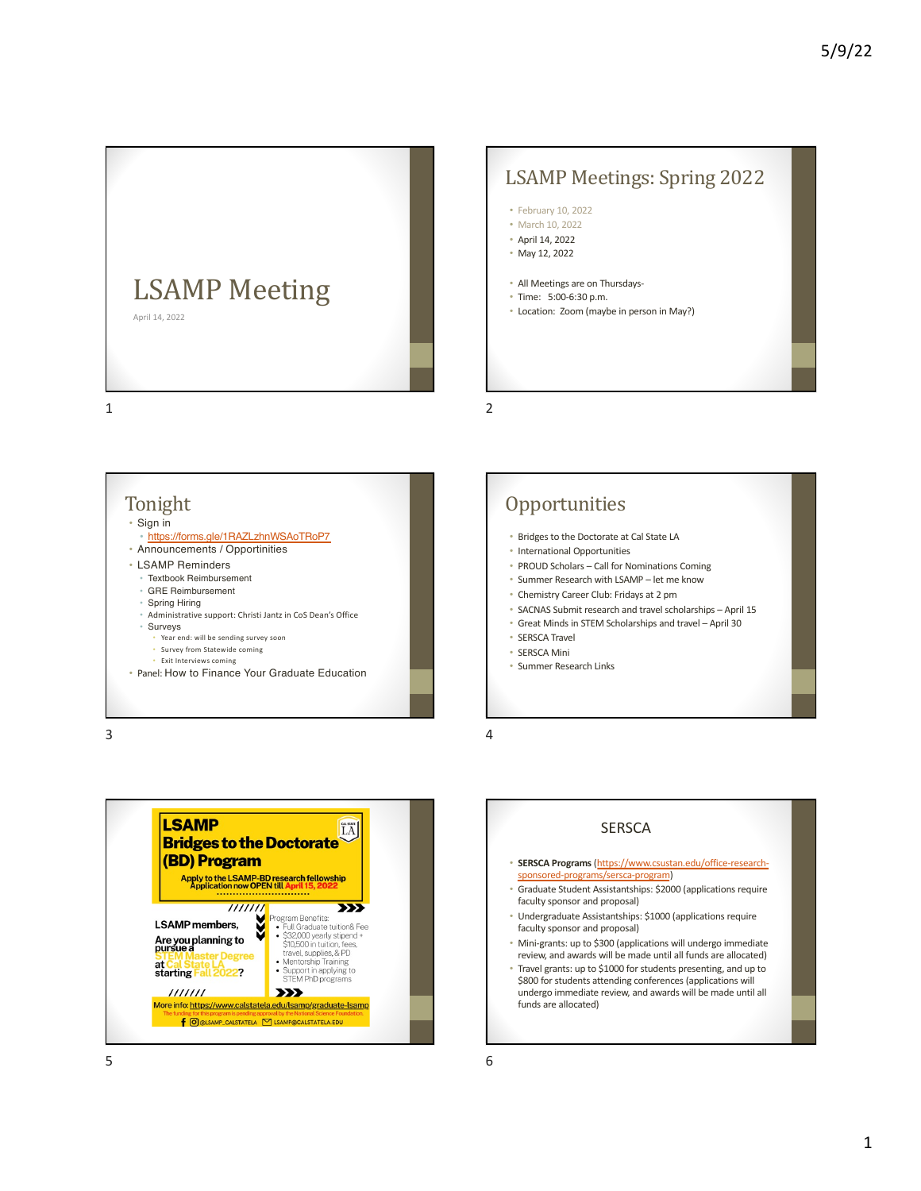# LSAMP Meeting

April 14, 2022

## LSAMP Meetings: Spring 2022

- February 10, 2022
- March 10, 2022
- April 14, 2022
- May 12, 2022

- All Meetings are on Thursdays-
- Time: 5:00-6:30 p.m.
- Location: Zoom (maybe in person in May?)

## Tonight

- Sign in
  - https://forms.gle/1RAZLzhnWSAoTRoP7
- Announcements / Opportunities
- LSAMP Reminders
  - Textbook Reimbursement
  - GRE Reimbursement
  - Spring Hiring
  - Administrative support: Christi Jantz in CoS Dean's Office
  - Surveys
    - Year end: will be sending survey soon
    - Survey from Statewide coming
    - Exit Interviews coming
- Panel: How to Finance Your Graduate Education

## Opportunities

- Bridges to the Doctorate at Cal State LA
- International Opportunities
- PROUD Scholars – Call for Nominations Coming
- Summer Research with LSAMP – let me know
- Chemistry Career Club: Fridays at 2 pm
- SACNAS Submit research and travel scholarships – April 15
- Great Minds in STEM Scholarships and travel – April 30
- SERSCA Travel
- SERSCA Mini
- Summer Research Links

## LSAMP Bridges to the Doctorate (BD) Program

Apply to the LSAMP-BD research fellowship. Application now OPEN till April 15, 2022

LSAMP members,

Are you planning to pursue a STEM Master Degree at Cal State LA starting Fall 2022?

Program Benefits:

- Full Graduate tuition& Fee
- $32,000 yearly stipend + $10,500 in tuition, fees, travel, supplies, & PD
- Mentorship Training
- Support in applying to STEM PhD programs

More info: https://www.calstatela.edu/lsamp/graduate-lsamp

The funding for this program is pending approval by the National Science Foundation.

@LSAMP_CALSTATELA LSAMP@CALSTATELA.EDU

## SERSCA

- **SERSCA Programs** (https://www.csustan.edu/office-research-sponsored-programs/sersca-program)
- Graduate Student Assistantships: $2000 (applications require faculty sponsor and proposal)
- Undergraduate Assistantships: $1000 (applications require faculty sponsor and proposal)
- Mini-grants: up to $300 (applications will undergo immediate review, and awards will be made until all funds are allocated)
- Travel grants: up to $1000 for students presenting, and up to $800 for students attending conferences (applications will undergo immediate review, and awards will be made until all funds are allocated)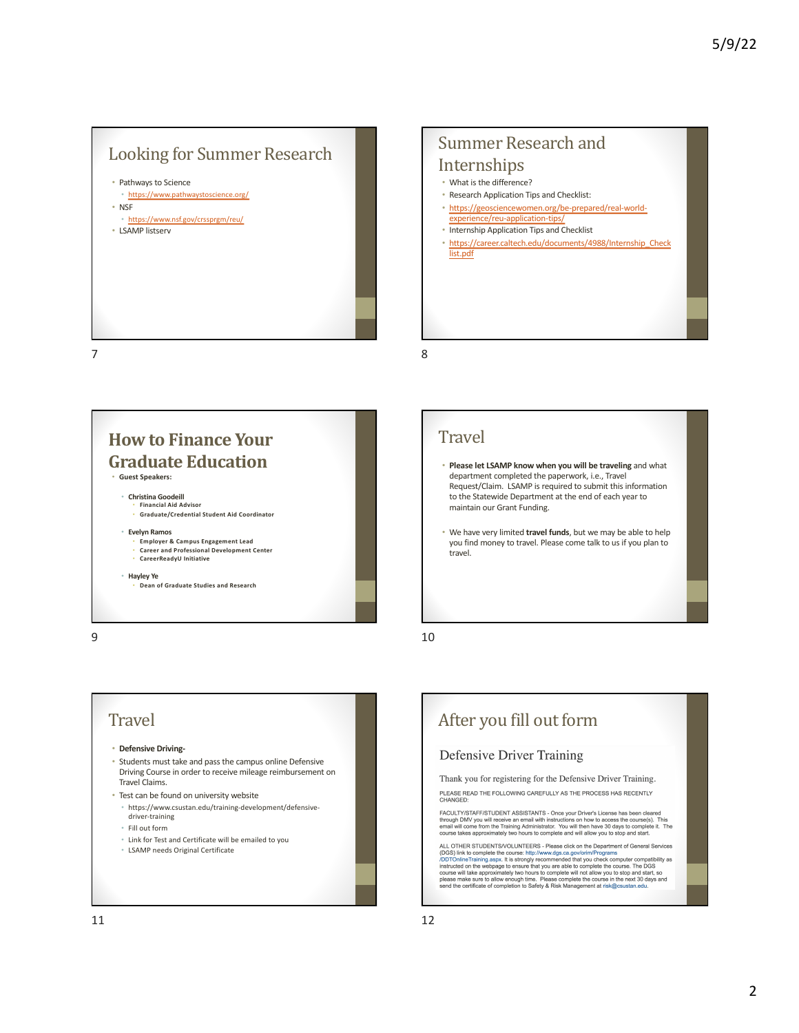## Looking for Summer Research

- Pathways to Science
  - https://www.pathwaystoscience.org/
- NSF
  - https://www.nsf.gov/crssprgm/reu/
- LSAMP listserv

## Summer Research and Internships

- What is the difference?
- Research Application Tips and Checklist:
- https://geosciencewomen.org/be-prepared/real-world-experience/reu-application-tips/
- Internship Application Tips and Checklist
- https://career.caltech.edu/documents/4988/Internship_Checklist.pdf

## How to Finance Your Graduate Education

- **Guest Speakers:**
  - **Christina Goodeill**
    - **Financial Aid Advisor**
    - **Graduate/Credential Student Aid Coordinator**
  - **Evelyn Ramos**
    - **Employer & Campus Engagement Lead**
    - **Career and Professional Development Center**
    - **CareerReadyU Initiative**
  - **Hayley Ye**
    - **Dean of Graduate Studies and Research**

## Travel

- **Please let LSAMP know when you will be traveling** and what department completed the paperwork, i.e., Travel Request/Claim. LSAMP is required to submit this information to the Statewide Department at the end of each year to maintain our Grant Funding.
- We have very limited **travel funds**, but we may be able to help you find money to travel. Please come talk to us if you plan to travel.

## Travel

- **Defensive Driving-**
- Students must take and pass the campus online Defensive Driving Course in order to receive mileage reimbursement on Travel Claims.
- Test can be found on university website
  - https://www.csustan.edu/training-development/defensive-driver-training
  - Fill out form
  - Link for Test and Certificate will be emailed to you
  - LSAMP needs Original Certificate

## After you fill out form

### Defensive Driver Training

Thank you for registering for the Defensive Driver Training.

PLEASE READ THE FOLLOWING CAREFULLY AS THE PROCESS HAS RECENTLY CHANGED:

FACULTY/STAFF/STUDENT ASSISTANTS - Once your Driver's License has been cleared through DMV you will receive an email with instructions on how to access the course(s). This email will come from the Training Administrator. You will then have 30 days to complete it. The course takes approximately two hours to complete and will allow you to stop and start.

ALL OTHER STUDENTS/VOLUNTEERS - Please click on the Department of General Services (DGS) link to complete the course: http://www.dgs.ca.gov/orim/Programs/DDTOnlineTraining.aspx. It is strongly recommended that you check computer compatibility as instructed on the webpage to ensure that you are able to complete the course. The DGS course will take approximately two hours to complete will not allow you to stop and start, so please make sure to allow enough time. Please complete the course in the next 30 days and send the certificate of completion to Safety & Risk Management at risk@csustan.edu.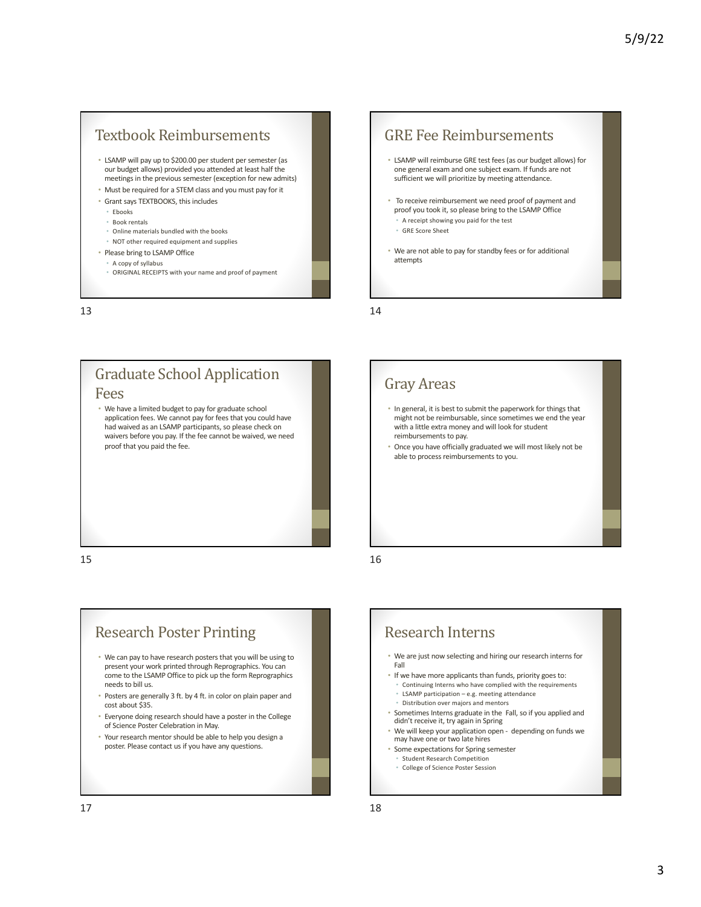## Textbook Reimbursements

- LSAMP will pay up to $200.00 per student per semester (as our budget allows) provided you attended at least half the meetings in the previous semester (exception for new admits)
- Must be required for a STEM class and you must pay for it
- Grant says TEXTBOOKS, this includes
  - Ebooks
  - Book rentals
  - Online materials bundled with the books
  - NOT other required equipment and supplies
- Please bring to LSAMP Office
  - A copy of syllabus
  - ORIGINAL RECEIPTS with your name and proof of payment

## GRE Fee Reimbursements

- LSAMP will reimburse GRE test fees (as our budget allows) for one general exam and one subject exam. If funds are not sufficient we will prioritize by meeting attendance.
- To receive reimbursement we need proof of payment and proof you took it, so please bring to the LSAMP Office
  - A receipt showing you paid for the test
  - GRE Score Sheet
- We are not able to pay for standby fees or for additional attempts

## Graduate School Application Fees

- We have a limited budget to pay for graduate school application fees. We cannot pay for fees that you could have had waived as an LSAMP participants, so please check on waivers before you pay. If the fee cannot be waived, we need proof that you paid the fee.

## Gray Areas

- In general, it is best to submit the paperwork for things that might not be reimbursable, since sometimes we end the year with a little extra money and will look for student reimbursements to pay.
- Once you have officially graduated we will most likely not be able to process reimbursements to you.

## Research Poster Printing

- We can pay to have research posters that you will be using to present your work printed through Reprographics. You can come to the LSAMP Office to pick up the form Reprographics needs to bill us.
- Posters are generally 3 ft. by 4 ft. in color on plain paper and cost about $35.
- Everyone doing research should have a poster in the College of Science Poster Celebration in May.
- Your research mentor should be able to help you design a poster. Please contact us if you have any questions.

## Research Interns

- We are just now selecting and hiring our research interns for Fall
- If we have more applicants than funds, priority goes to:
  - Continuing Interns who have complied with the requirements
  - LSAMP participation – e.g. meeting attendance
  - Distribution over majors and mentors
- Sometimes Interns graduate in the Fall, so if you applied and didn't receive it, try again in Spring
- We will keep your application open - depending on funds we may have one or two late hires
- Some expectations for Spring semester
  - Student Research Competition
  - College of Science Poster Session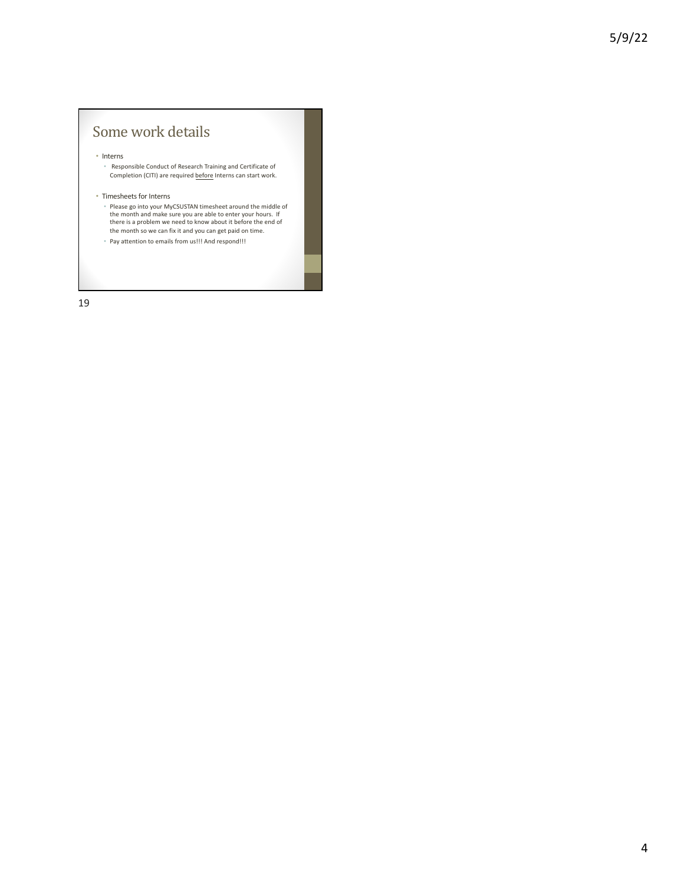## Some work details

- Interns
  - Responsible Conduct of Research Training and Certificate of Completion (CITI) are required before Interns can start work.
- Timesheets for Interns
  - Please go into your MyCSUSTAN timesheet around the middle of the month and make sure you are able to enter your hours. If there is a problem we need to know about it before the end of the month so we can fix it and you can get paid on time.
  - Pay attention to emails from us!!! And respond!!!